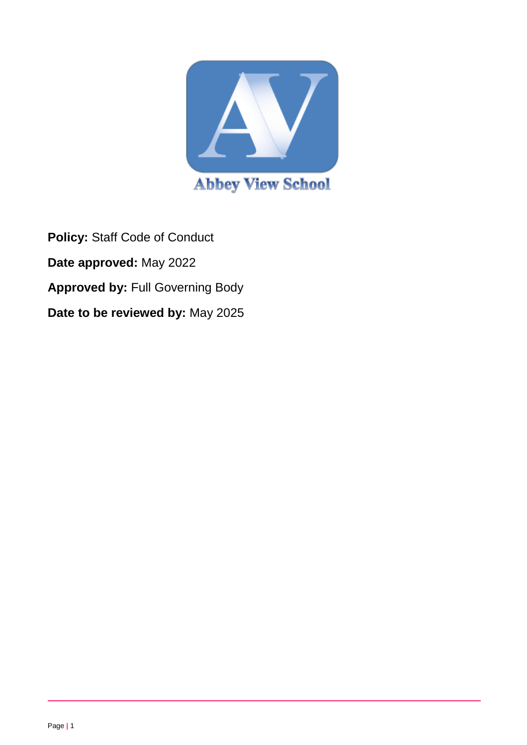Abbey View School

**Policy:** Staff Code of Conduct

**Date approved:** May 2022

**Approved by:** Full Governing Body

**Date to be reviewed by:** May 2025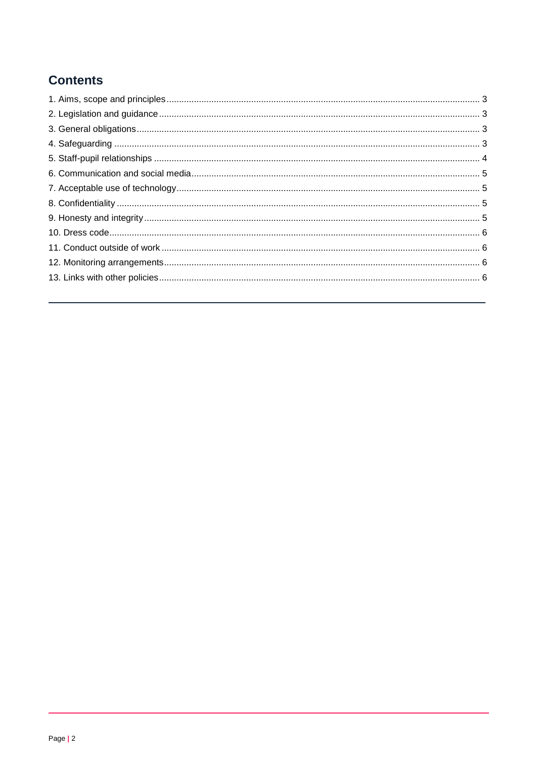## Contents

1. Aims, scope and principles ........ 3
2. Legislation and guidance ........ 3
3. General obligations ........ 3
4. Safeguarding ........ 3
5. Staff-pupil relationships ........ 4
6. Communication and social media ........ 5
7. Acceptable use of technology ........ 5
8. Confidentiality ........ 5
9. Honesty and integrity ........ 5
10. Dress code ........ 6
11. Conduct outside of work ........ 6
12. Monitoring arrangements ........ 6
13. Links with other policies ........ 6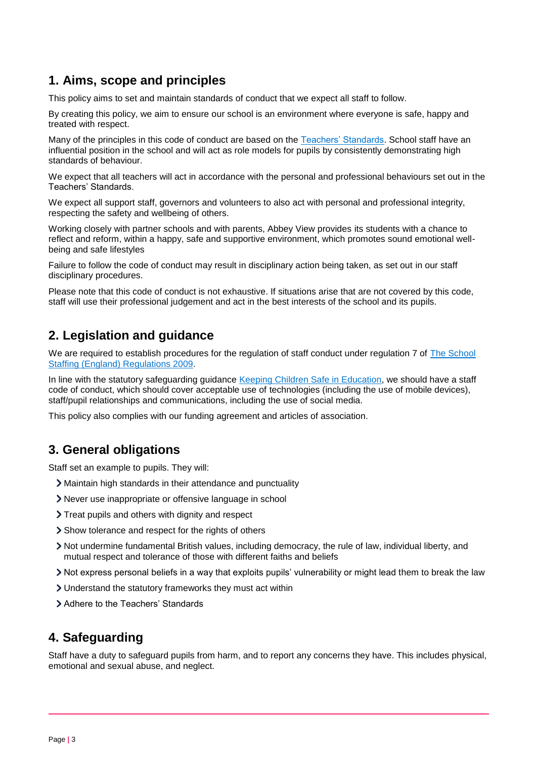## 1. Aims, scope and principles

This policy aims to set and maintain standards of conduct that we expect all staff to follow.

By creating this policy, we aim to ensure our school is an environment where everyone is safe, happy and treated with respect.

Many of the principles in this code of conduct are based on the [Teachers' Standards](). School staff have an influential position in the school and will act as role models for pupils by consistently demonstrating high standards of behaviour.

We expect that all teachers will act in accordance with the personal and professional behaviours set out in the Teachers' Standards.

We expect all support staff, governors and volunteers to also act with personal and professional integrity, respecting the safety and wellbeing of others.

Working closely with partner schools and with parents, Abbey View provides its students with a chance to reflect and reform, within a happy, safe and supportive environment, which promotes sound emotional well-being and safe lifestyles

Failure to follow the code of conduct may result in disciplinary action being taken, as set out in our staff disciplinary procedures.

Please note that this code of conduct is not exhaustive. If situations arise that are not covered by this code, staff will use their professional judgement and act in the best interests of the school and its pupils.

## 2. Legislation and guidance

We are required to establish procedures for the regulation of staff conduct under regulation 7 of [The School Staffing (England) Regulations 2009]().

In line with the statutory safeguarding guidance [Keeping Children Safe in Education](), we should have a staff code of conduct, which should cover acceptable use of technologies (including the use of mobile devices), staff/pupil relationships and communications, including the use of social media.

This policy also complies with our funding agreement and articles of association.

## 3. General obligations

Staff set an example to pupils. They will:

- Maintain high standards in their attendance and punctuality
- Never use inappropriate or offensive language in school
- Treat pupils and others with dignity and respect
- Show tolerance and respect for the rights of others
- Not undermine fundamental British values, including democracy, the rule of law, individual liberty, and mutual respect and tolerance of those with different faiths and beliefs
- Not express personal beliefs in a way that exploits pupils' vulnerability or might lead them to break the law
- Understand the statutory frameworks they must act within
- Adhere to the Teachers' Standards

## 4. Safeguarding

Staff have a duty to safeguard pupils from harm, and to report any concerns they have. This includes physical, emotional and sexual abuse, and neglect.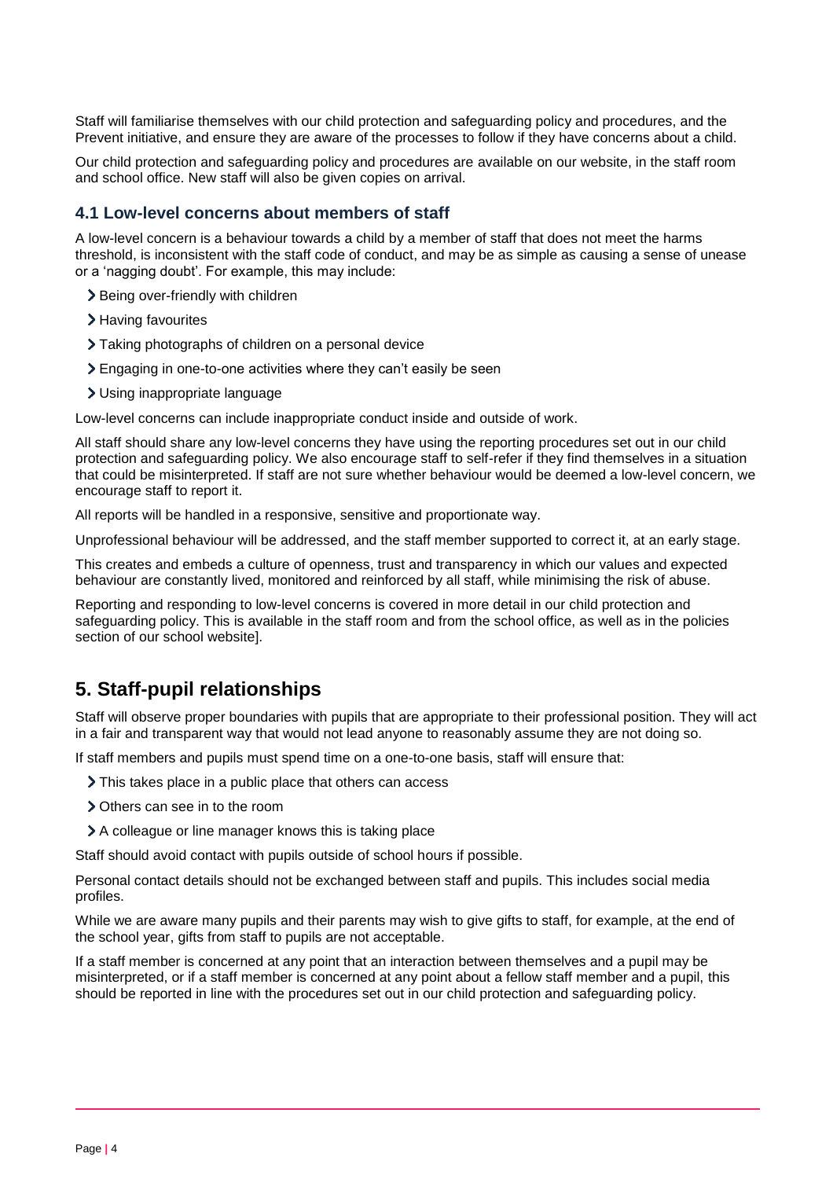Staff will familiarise themselves with our child protection and safeguarding policy and procedures, and the Prevent initiative, and ensure they are aware of the processes to follow if they have concerns about a child.

Our child protection and safeguarding policy and procedures are available on our website, in the staff room and school office. New staff will also be given copies on arrival.

### 4.1 Low-level concerns about members of staff

A low-level concern is a behaviour towards a child by a member of staff that does not meet the harms threshold, is inconsistent with the staff code of conduct, and may be as simple as causing a sense of unease or a 'nagging doubt'. For example, this may include:

- Being over-friendly with children
- Having favourites
- Taking photographs of children on a personal device
- Engaging in one-to-one activities where they can't easily be seen
- Using inappropriate language

Low-level concerns can include inappropriate conduct inside and outside of work.

All staff should share any low-level concerns they have using the reporting procedures set out in our child protection and safeguarding policy. We also encourage staff to self-refer if they find themselves in a situation that could be misinterpreted. If staff are not sure whether behaviour would be deemed a low-level concern, we encourage staff to report it.

All reports will be handled in a responsive, sensitive and proportionate way.

Unprofessional behaviour will be addressed, and the staff member supported to correct it, at an early stage.

This creates and embeds a culture of openness, trust and transparency in which our values and expected behaviour are constantly lived, monitored and reinforced by all staff, while minimising the risk of abuse.

Reporting and responding to low-level concerns is covered in more detail in our child protection and safeguarding policy. This is available in the staff room and from the school office, as well as in the policies section of our school website].

## 5. Staff-pupil relationships

Staff will observe proper boundaries with pupils that are appropriate to their professional position. They will act in a fair and transparent way that would not lead anyone to reasonably assume they are not doing so.

If staff members and pupils must spend time on a one-to-one basis, staff will ensure that:

- This takes place in a public place that others can access
- Others can see in to the room
- A colleague or line manager knows this is taking place

Staff should avoid contact with pupils outside of school hours if possible.

Personal contact details should not be exchanged between staff and pupils. This includes social media profiles.

While we are aware many pupils and their parents may wish to give gifts to staff, for example, at the end of the school year, gifts from staff to pupils are not acceptable.

If a staff member is concerned at any point that an interaction between themselves and a pupil may be misinterpreted, or if a staff member is concerned at any point about a fellow staff member and a pupil, this should be reported in line with the procedures set out in our child protection and safeguarding policy.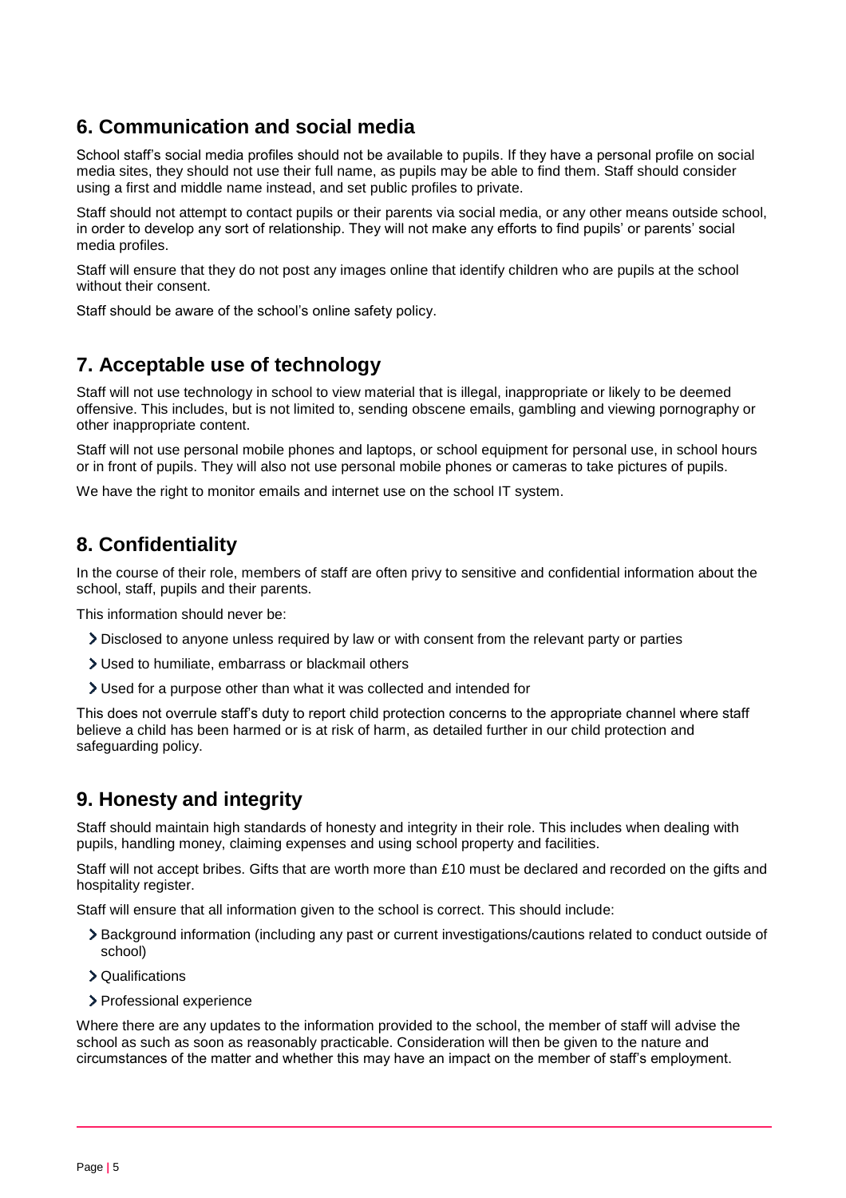## 6. Communication and social media

School staff's social media profiles should not be available to pupils. If they have a personal profile on social media sites, they should not use their full name, as pupils may be able to find them. Staff should consider using a first and middle name instead, and set public profiles to private.

Staff should not attempt to contact pupils or their parents via social media, or any other means outside school, in order to develop any sort of relationship. They will not make any efforts to find pupils' or parents' social media profiles.

Staff will ensure that they do not post any images online that identify children who are pupils at the school without their consent.

Staff should be aware of the school's online safety policy.

## 7. Acceptable use of technology

Staff will not use technology in school to view material that is illegal, inappropriate or likely to be deemed offensive. This includes, but is not limited to, sending obscene emails, gambling and viewing pornography or other inappropriate content.

Staff will not use personal mobile phones and laptops, or school equipment for personal use, in school hours or in front of pupils. They will also not use personal mobile phones or cameras to take pictures of pupils.

We have the right to monitor emails and internet use on the school IT system.

## 8. Confidentiality

In the course of their role, members of staff are often privy to sensitive and confidential information about the school, staff, pupils and their parents.

This information should never be:

- Disclosed to anyone unless required by law or with consent from the relevant party or parties
- Used to humiliate, embarrass or blackmail others
- Used for a purpose other than what it was collected and intended for

This does not overrule staff's duty to report child protection concerns to the appropriate channel where staff believe a child has been harmed or is at risk of harm, as detailed further in our child protection and safeguarding policy.

## 9. Honesty and integrity

Staff should maintain high standards of honesty and integrity in their role. This includes when dealing with pupils, handling money, claiming expenses and using school property and facilities.

Staff will not accept bribes. Gifts that are worth more than £10 must be declared and recorded on the gifts and hospitality register.

Staff will ensure that all information given to the school is correct. This should include:

- Background information (including any past or current investigations/cautions related to conduct outside of school)
- Qualifications
- Professional experience

Where there are any updates to the information provided to the school, the member of staff will advise the school as such as soon as reasonably practicable. Consideration will then be given to the nature and circumstances of the matter and whether this may have an impact on the member of staff's employment.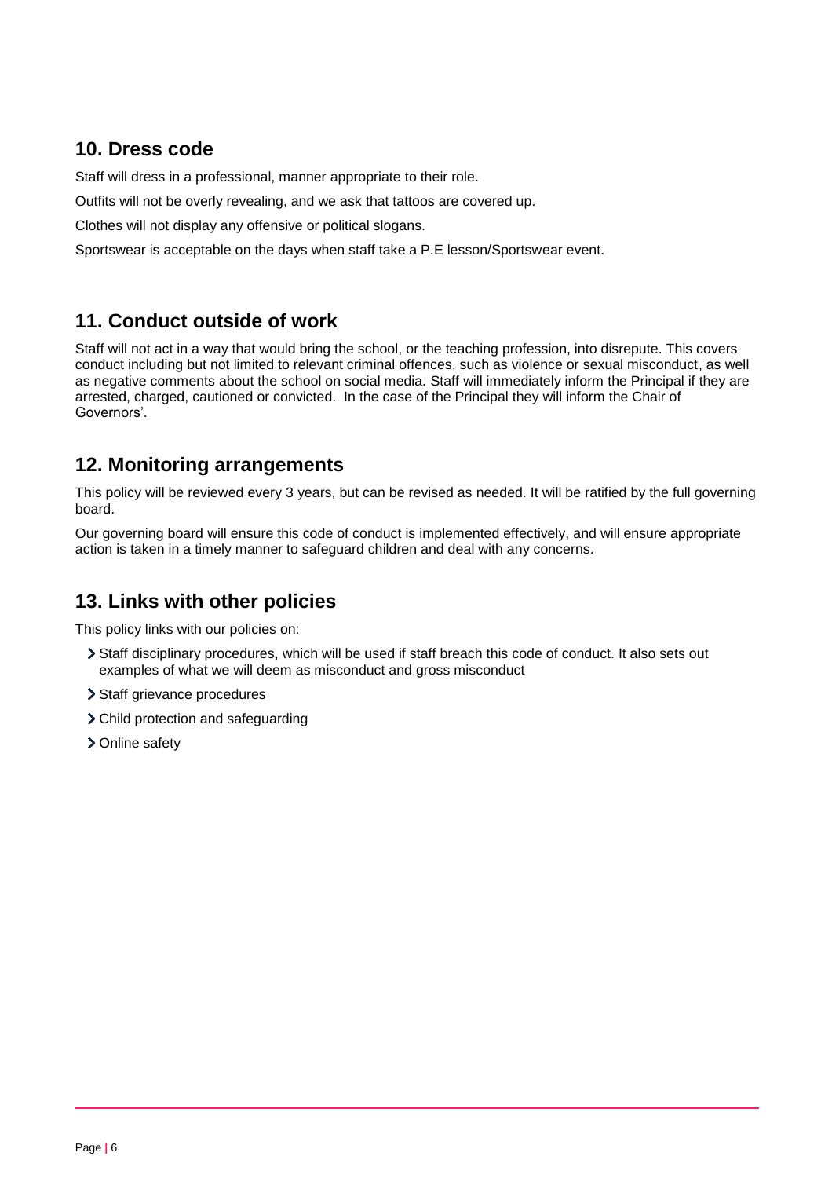## 10. Dress code

Staff will dress in a professional, manner appropriate to their role.

Outfits will not be overly revealing, and we ask that tattoos are covered up.

Clothes will not display any offensive or political slogans.

Sportswear is acceptable on the days when staff take a P.E lesson/Sportswear event.

## 11. Conduct outside of work

Staff will not act in a way that would bring the school, or the teaching profession, into disrepute. This covers conduct including but not limited to relevant criminal offences, such as violence or sexual misconduct, as well as negative comments about the school on social media. Staff will immediately inform the Principal if they are arrested, charged, cautioned or convicted. In the case of the Principal they will inform the Chair of Governors'.

## 12. Monitoring arrangements

This policy will be reviewed every 3 years, but can be revised as needed. It will be ratified by the full governing board.

Our governing board will ensure this code of conduct is implemented effectively, and will ensure appropriate action is taken in a timely manner to safeguard children and deal with any concerns.

## 13. Links with other policies

This policy links with our policies on:

- Staff disciplinary procedures, which will be used if staff breach this code of conduct. It also sets out examples of what we will deem as misconduct and gross misconduct
- Staff grievance procedures
- Child protection and safeguarding
- Online safety